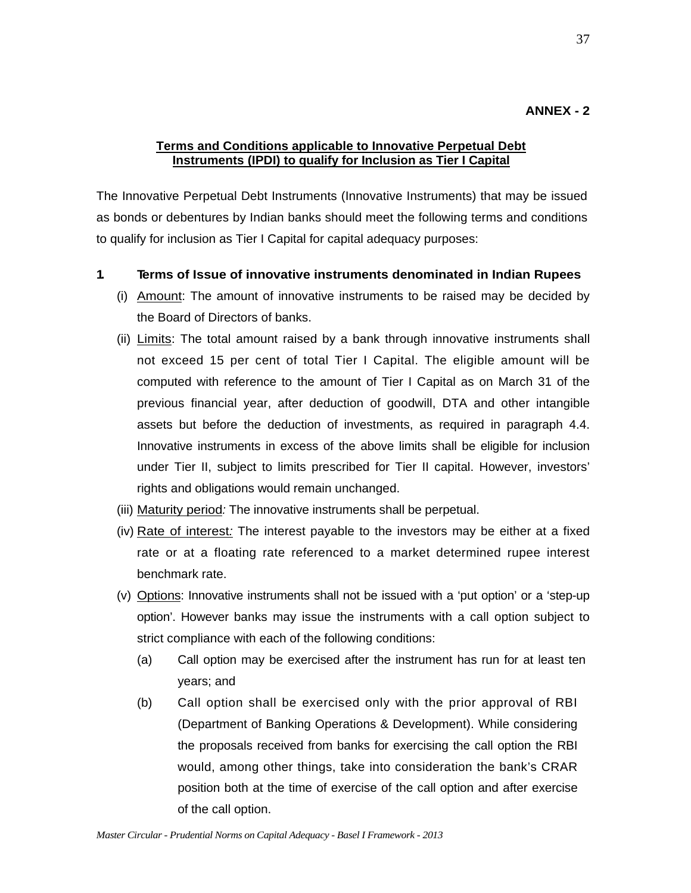**ANNEX - 2**

## Terms and Conditions applicable to Innovative Perpetual Debt Instruments (IPDI) to qualify for Inclusion as Tier I Capital

The Innovative Perpetual Debt Instruments (Innovative Instruments) that may be issued as bonds or debentures by Indian banks should meet the following terms and conditions to qualify for inclusion as Tier I Capital for capital adequacy purposes:

### 1. Terms of Issue of innovative instruments denominated in Indian Rupees

(i) Amount: The amount of innovative instruments to be raised may be decided by the Board of Directors of banks.

(ii) Limits: The total amount raised by a bank through innovative instruments shall not exceed 15 per cent of total Tier I Capital. The eligible amount will be computed with reference to the amount of Tier I Capital as on March 31 of the previous financial year, after deduction of goodwill, DTA and other intangible assets but before the deduction of investments, as required in paragraph 4.4. Innovative instruments in excess of the above limits shall be eligible for inclusion under Tier II, subject to limits prescribed for Tier II capital. However, investors' rights and obligations would remain unchanged.

(iii) Maturity period*:* The innovative instruments shall be perpetual.

(iv) Rate of interest*:* The interest payable to the investors may be either at a fixed rate or at a floating rate referenced to a market determined rupee interest benchmark rate.

(v) Options: Innovative instruments shall not be issued with a 'put option' or a 'step-up option'. However banks may issue the instruments with a call option subject to strict compliance with each of the following conditions:

   (a) Call option may be exercised after the instrument has run for at least ten years; and

   (b) Call option shall be exercised only with the prior approval of RBI (Department of Banking Operations & Development). While considering the proposals received from banks for exercising the call option the RBI would, among other things, take into consideration the bank's CRAR position both at the time of exercise of the call option and after exercise of the call option.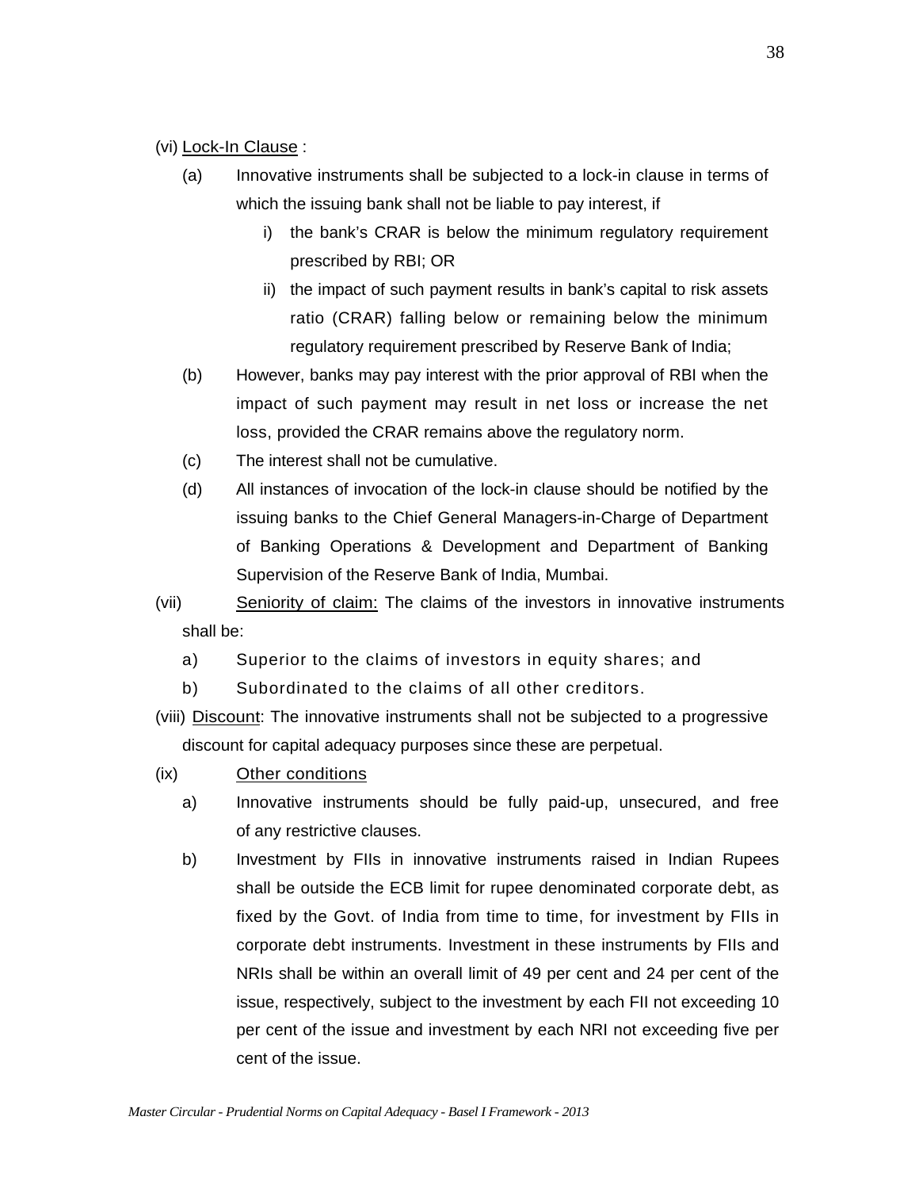(vi) Lock-In Clause :

(a) Innovative instruments shall be subjected to a lock-in clause in terms of which the issuing bank shall not be liable to pay interest, if

  i) the bank's CRAR is below the minimum regulatory requirement prescribed by RBI; OR

  ii) the impact of such payment results in bank's capital to risk assets ratio (CRAR) falling below or remaining below the minimum regulatory requirement prescribed by Reserve Bank of India;

(b) However, banks may pay interest with the prior approval of RBI when the impact of such payment may result in net loss or increase the net loss, provided the CRAR remains above the regulatory norm.

(c) The interest shall not be cumulative.

(d) All instances of invocation of the lock-in clause should be notified by the issuing banks to the Chief General Managers-in-Charge of Department of Banking Operations & Development and Department of Banking Supervision of the Reserve Bank of India, Mumbai.

(vii) Seniority of claim: The claims of the investors in innovative instruments shall be:

a) Superior to the claims of investors in equity shares; and

b) Subordinated to the claims of all other creditors.

(viii) Discount: The innovative instruments shall not be subjected to a progressive discount for capital adequacy purposes since these are perpetual.

(ix) Other conditions

a) Innovative instruments should be fully paid-up, unsecured, and free of any restrictive clauses.

b) Investment by FIIs in innovative instruments raised in Indian Rupees shall be outside the ECB limit for rupee denominated corporate debt, as fixed by the Govt. of India from time to time, for investment by FIIs in corporate debt instruments. Investment in these instruments by FIIs and NRIs shall be within an overall limit of 49 per cent and 24 per cent of the issue, respectively, subject to the investment by each FII not exceeding 10 per cent of the issue and investment by each NRI not exceeding five per cent of the issue.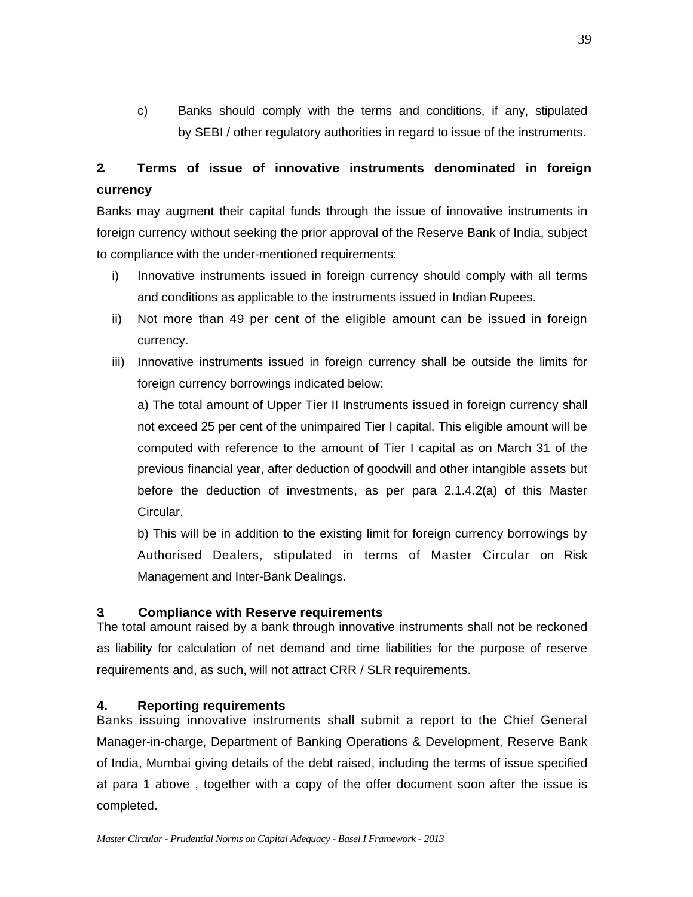c) Banks should comply with the terms and conditions, if any, stipulated by SEBI / other regulatory authorities in regard to issue of the instruments.

**2. Terms of issue of innovative instruments denominated in foreign currency**

Banks may augment their capital funds through the issue of innovative instruments in foreign currency without seeking the prior approval of the Reserve Bank of India, subject to compliance with the under-mentioned requirements:

i) Innovative instruments issued in foreign currency should comply with all terms and conditions as applicable to the instruments issued in Indian Rupees.

ii) Not more than 49 per cent of the eligible amount can be issued in foreign currency.

iii) Innovative instruments issued in foreign currency shall be outside the limits for foreign currency borrowings indicated below:

a) The total amount of Upper Tier II Instruments issued in foreign currency shall not exceed 25 per cent of the unimpaired Tier I capital. This eligible amount will be computed with reference to the amount of Tier I capital as on March 31 of the previous financial year, after deduction of goodwill and other intangible assets but before the deduction of investments, as per para 2.1.4.2(a) of this Master Circular.

b) This will be in addition to the existing limit for foreign currency borrowings by Authorised Dealers, stipulated in terms of Master Circular on Risk Management and Inter-Bank Dealings.

**3. Compliance with Reserve requirements**

The total amount raised by a bank through innovative instruments shall not be reckoned as liability for calculation of net demand and time liabilities for the purpose of reserve requirements and, as such, will not attract CRR / SLR requirements.

**4. Reporting requirements**

Banks issuing innovative instruments shall submit a report to the Chief General Manager-in-charge, Department of Banking Operations & Development, Reserve Bank of India, Mumbai giving details of the debt raised, including the terms of issue specified at para 1 above , together with a copy of the offer document soon after the issue is completed.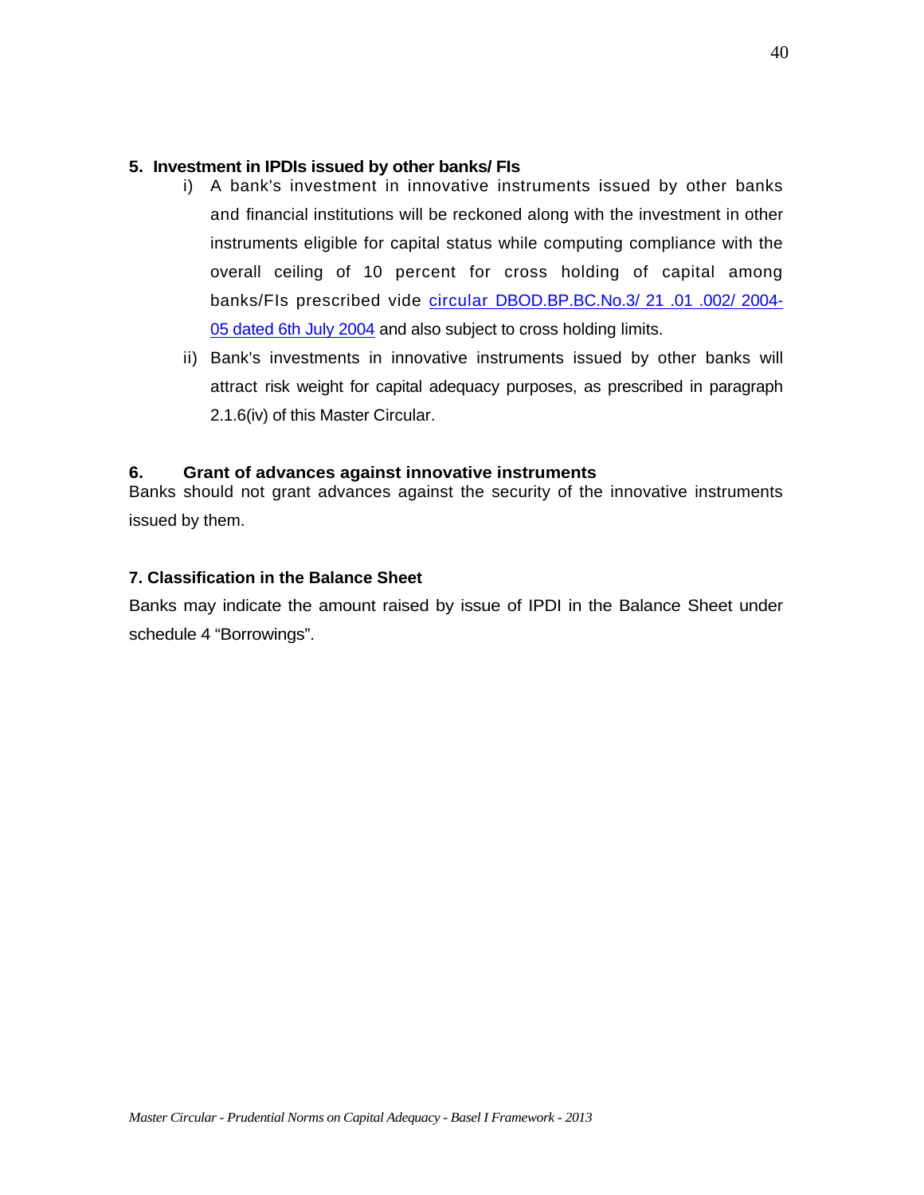**5. Investment in IPDIs issued by other banks/ FIs**

i) A bank's investment in innovative instruments issued by other banks and financial institutions will be reckoned along with the investment in other instruments eligible for capital status while computing compliance with the overall ceiling of 10 percent for cross holding of capital among banks/FIs prescribed vide circular DBOD.BP.BC.No.3/ 21 .01 .002/ 2004-05 dated 6th July 2004 and also subject to cross holding limits.

ii) Bank's investments in innovative instruments issued by other banks will attract risk weight for capital adequacy purposes, as prescribed in paragraph 2.1.6(iv) of this Master Circular.

**6. Grant of advances against innovative instruments**

Banks should not grant advances against the security of the innovative instruments issued by them.

**7. Classification in the Balance Sheet**

Banks may indicate the amount raised by issue of IPDI in the Balance Sheet under schedule 4 “Borrowings”.